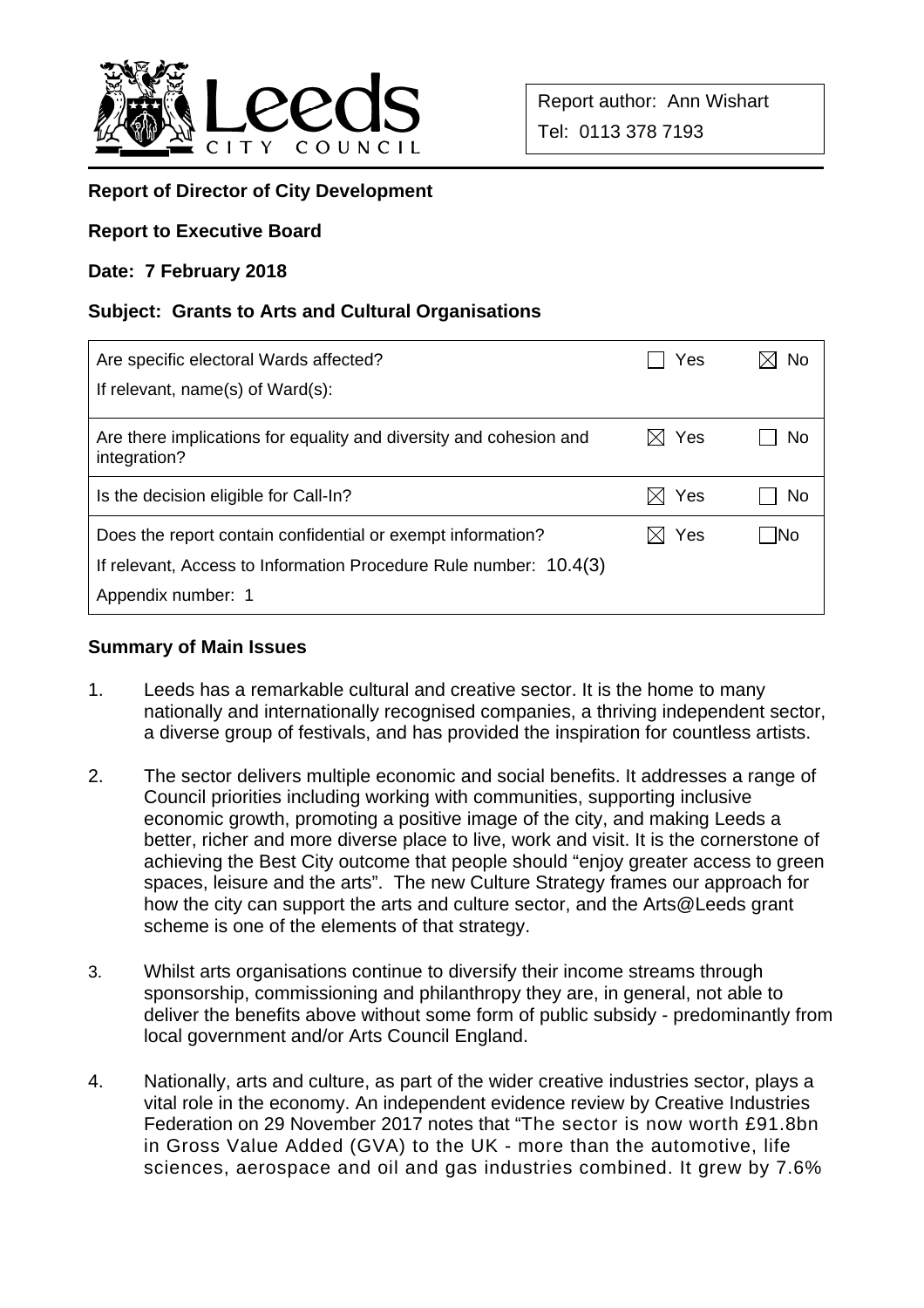Leeds City Council

Report author: Ann Wishart
Tel: 0113 378 7193

**Report of Director of City Development**

**Report to Executive Board**

**Date: 7 February 2018**

**Subject: Grants to Arts and Cultural Organisations**

| | | |
|---|---|---|
| Are specific electoral Wards affected?<br>If relevant, name(s) of Ward(s): | ☐ Yes | ☒ No |
| Are there implications for equality and diversity and cohesion and integration? | ☒ Yes | ☐ No |
| Is the decision eligible for Call-In? | ☒ Yes | ☐ No |
| Does the report contain confidential or exempt information?<br>If relevant, Access to Information Procedure Rule number: 10.4(3)<br>Appendix number: 1 | ☒ Yes | ☐ No |

**Summary of Main Issues**

1. Leeds has a remarkable cultural and creative sector. It is the home to many nationally and internationally recognised companies, a thriving independent sector, a diverse group of festivals, and has provided the inspiration for countless artists.

2. The sector delivers multiple economic and social benefits. It addresses a range of Council priorities including working with communities, supporting inclusive economic growth, promoting a positive image of the city, and making Leeds a better, richer and more diverse place to live, work and visit. It is the cornerstone of achieving the Best City outcome that people should "enjoy greater access to green spaces, leisure and the arts". The new Culture Strategy frames our approach for how the city can support the arts and culture sector, and the Arts@Leeds grant scheme is one of the elements of that strategy.

3. Whilst arts organisations continue to diversify their income streams through sponsorship, commissioning and philanthropy they are, in general, not able to deliver the benefits above without some form of public subsidy - predominantly from local government and/or Arts Council England.

4. Nationally, arts and culture, as part of the wider creative industries sector, plays a vital role in the economy. An independent evidence review by Creative Industries Federation on 29 November 2017 notes that "The sector is now worth £91.8bn in Gross Value Added (GVA) to the UK - more than the automotive, life sciences, aerospace and oil and gas industries combined. It grew by 7.6%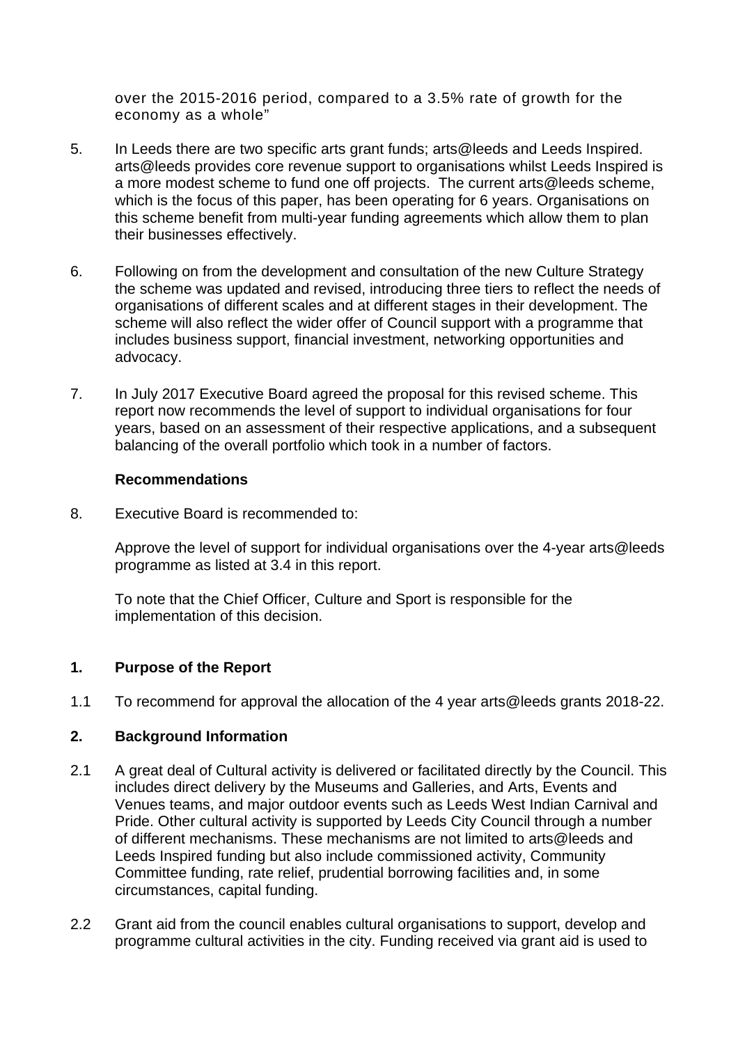over the 2015-2016 period, compared to a 3.5% rate of growth for the economy as a whole"

5. In Leeds there are two specific arts grant funds; arts@leeds and Leeds Inspired. arts@leeds provides core revenue support to organisations whilst Leeds Inspired is a more modest scheme to fund one off projects. The current arts@leeds scheme, which is the focus of this paper, has been operating for 6 years. Organisations on this scheme benefit from multi-year funding agreements which allow them to plan their businesses effectively.

6. Following on from the development and consultation of the new Culture Strategy the scheme was updated and revised, introducing three tiers to reflect the needs of organisations of different scales and at different stages in their development. The scheme will also reflect the wider offer of Council support with a programme that includes business support, financial investment, networking opportunities and advocacy.

7. In July 2017 Executive Board agreed the proposal for this revised scheme. This report now recommends the level of support to individual organisations for four years, based on an assessment of their respective applications, and a subsequent balancing of the overall portfolio which took in a number of factors.

**Recommendations**

8. Executive Board is recommended to:

   Approve the level of support for individual organisations over the 4-year arts@leeds programme as listed at 3.4 in this report.

   To note that the Chief Officer, Culture and Sport is responsible for the implementation of this decision.

## 1. Purpose of the Report

1.1 To recommend for approval the allocation of the 4 year arts@leeds grants 2018-22.

## 2. Background Information

2.1 A great deal of Cultural activity is delivered or facilitated directly by the Council. This includes direct delivery by the Museums and Galleries, and Arts, Events and Venues teams, and major outdoor events such as Leeds West Indian Carnival and Pride. Other cultural activity is supported by Leeds City Council through a number of different mechanisms. These mechanisms are not limited to arts@leeds and Leeds Inspired funding but also include commissioned activity, Community Committee funding, rate relief, prudential borrowing facilities and, in some circumstances, capital funding.

2.2 Grant aid from the council enables cultural organisations to support, develop and programme cultural activities in the city. Funding received via grant aid is used to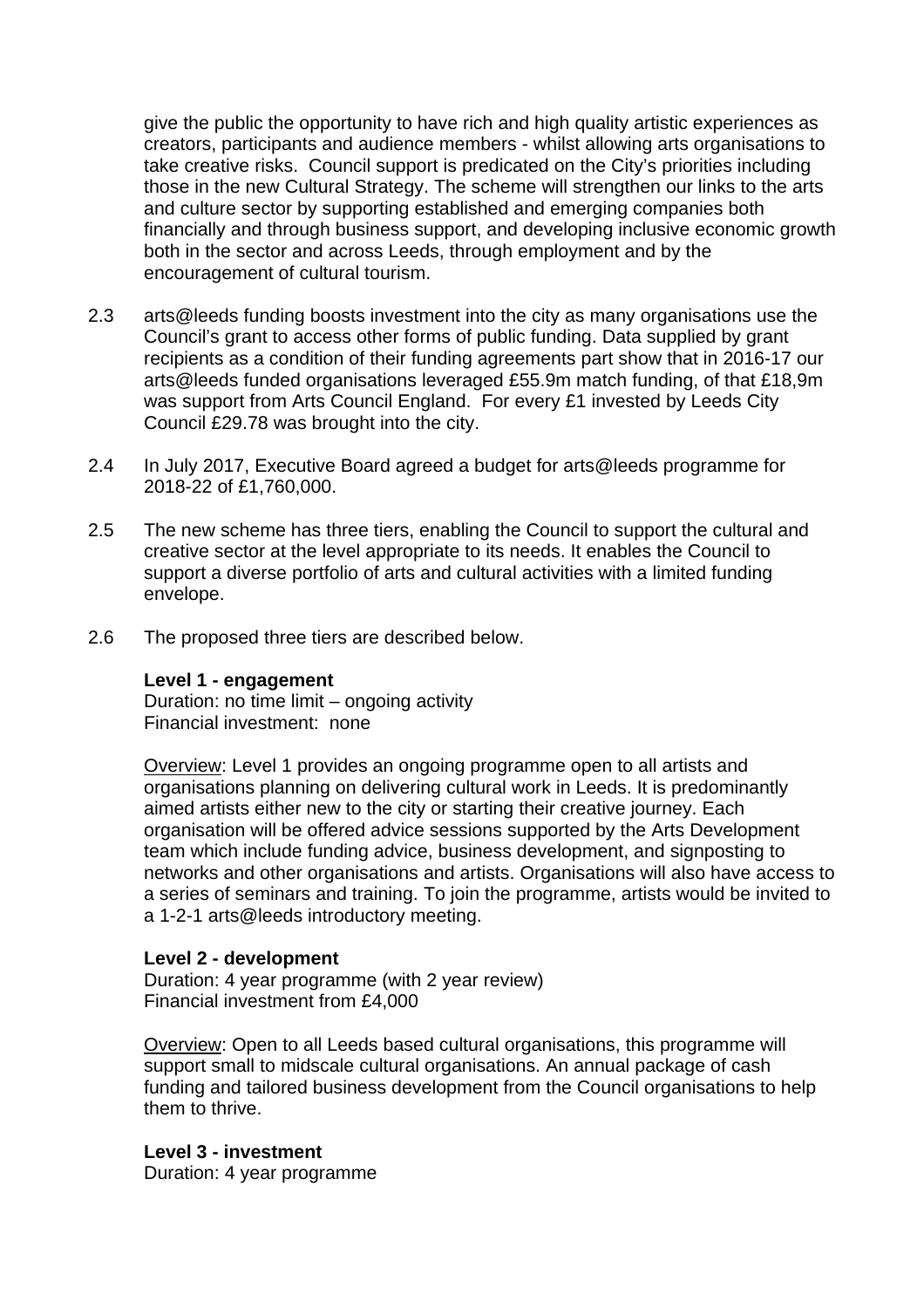give the public the opportunity to have rich and high quality artistic experiences as creators, participants and audience members - whilst allowing arts organisations to take creative risks. Council support is predicated on the City's priorities including those in the new Cultural Strategy. The scheme will strengthen our links to the arts and culture sector by supporting established and emerging companies both financially and through business support, and developing inclusive economic growth both in the sector and across Leeds, through employment and by the encouragement of cultural tourism.

2.3 arts@leeds funding boosts investment into the city as many organisations use the Council's grant to access other forms of public funding. Data supplied by grant recipients as a condition of their funding agreements part show that in 2016-17 our arts@leeds funded organisations leveraged £55.9m match funding, of that £18,9m was support from Arts Council England. For every £1 invested by Leeds City Council £29.78 was brought into the city.

2.4 In July 2017, Executive Board agreed a budget for arts@leeds programme for 2018-22 of £1,760,000.

2.5 The new scheme has three tiers, enabling the Council to support the cultural and creative sector at the level appropriate to its needs. It enables the Council to support a diverse portfolio of arts and cultural activities with a limited funding envelope.

2.6 The proposed three tiers are described below.

**Level 1 - engagement**
Duration: no time limit – ongoing activity
Financial investment: none

Overview: Level 1 provides an ongoing programme open to all artists and organisations planning on delivering cultural work in Leeds. It is predominantly aimed artists either new to the city or starting their creative journey. Each organisation will be offered advice sessions supported by the Arts Development team which include funding advice, business development, and signposting to networks and other organisations and artists. Organisations will also have access to a series of seminars and training. To join the programme, artists would be invited to a 1-2-1 arts@leeds introductory meeting.

**Level 2 - development**
Duration: 4 year programme (with 2 year review)
Financial investment from £4,000

Overview: Open to all Leeds based cultural organisations, this programme will support small to midscale cultural organisations. An annual package of cash funding and tailored business development from the Council organisations to help them to thrive.

**Level 3 - investment**
Duration: 4 year programme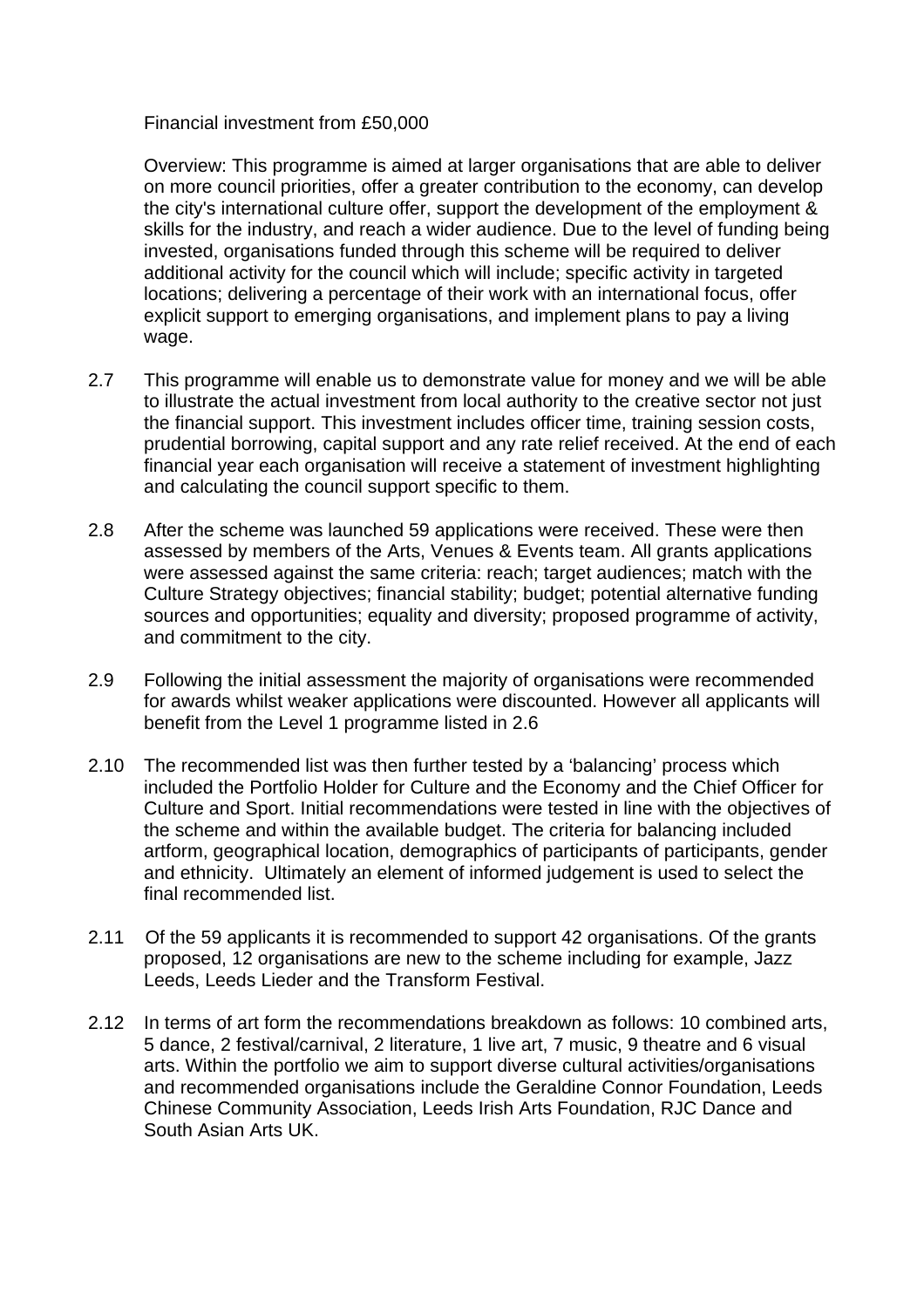Financial investment from £50,000

Overview: This programme is aimed at larger organisations that are able to deliver on more council priorities, offer a greater contribution to the economy, can develop the city's international culture offer, support the development of the employment & skills for the industry, and reach a wider audience. Due to the level of funding being invested, organisations funded through this scheme will be required to deliver additional activity for the council which will include; specific activity in targeted locations; delivering a percentage of their work with an international focus, offer explicit support to emerging organisations, and implement plans to pay a living wage.

2.7 This programme will enable us to demonstrate value for money and we will be able to illustrate the actual investment from local authority to the creative sector not just the financial support. This investment includes officer time, training session costs, prudential borrowing, capital support and any rate relief received. At the end of each financial year each organisation will receive a statement of investment highlighting and calculating the council support specific to them.

2.8 After the scheme was launched 59 applications were received. These were then assessed by members of the Arts, Venues & Events team. All grants applications were assessed against the same criteria: reach; target audiences; match with the Culture Strategy objectives; financial stability; budget; potential alternative funding sources and opportunities; equality and diversity; proposed programme of activity, and commitment to the city.

2.9 Following the initial assessment the majority of organisations were recommended for awards whilst weaker applications were discounted. However all applicants will benefit from the Level 1 programme listed in 2.6

2.10 The recommended list was then further tested by a 'balancing' process which included the Portfolio Holder for Culture and the Economy and the Chief Officer for Culture and Sport. Initial recommendations were tested in line with the objectives of the scheme and within the available budget. The criteria for balancing included artform, geographical location, demographics of participants of participants, gender and ethnicity. Ultimately an element of informed judgement is used to select the final recommended list.

2.11 Of the 59 applicants it is recommended to support 42 organisations. Of the grants proposed, 12 organisations are new to the scheme including for example, Jazz Leeds, Leeds Lieder and the Transform Festival.

2.12 In terms of art form the recommendations breakdown as follows: 10 combined arts, 5 dance, 2 festival/carnival, 2 literature, 1 live art, 7 music, 9 theatre and 6 visual arts. Within the portfolio we aim to support diverse cultural activities/organisations and recommended organisations include the Geraldine Connor Foundation, Leeds Chinese Community Association, Leeds Irish Arts Foundation, RJC Dance and South Asian Arts UK.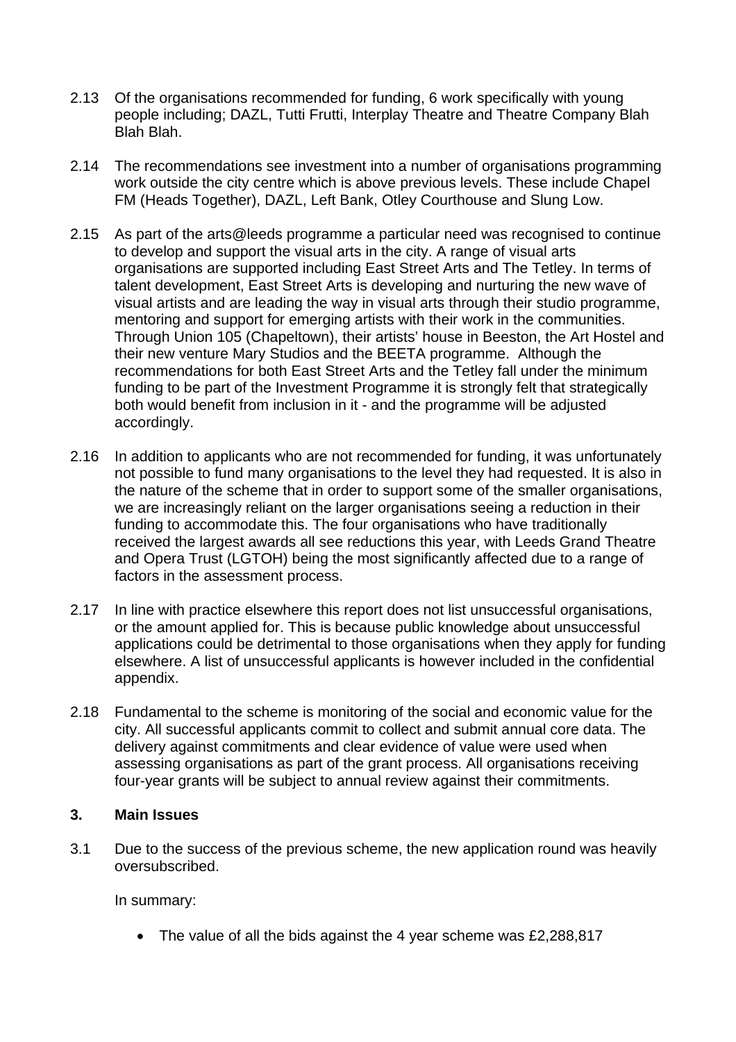2.13 Of the organisations recommended for funding, 6 work specifically with young people including; DAZL, Tutti Frutti, Interplay Theatre and Theatre Company Blah Blah Blah.

2.14 The recommendations see investment into a number of organisations programming work outside the city centre which is above previous levels. These include Chapel FM (Heads Together), DAZL, Left Bank, Otley Courthouse and Slung Low.

2.15 As part of the arts@leeds programme a particular need was recognised to continue to develop and support the visual arts in the city. A range of visual arts organisations are supported including East Street Arts and The Tetley. In terms of talent development, East Street Arts is developing and nurturing the new wave of visual artists and are leading the way in visual arts through their studio programme, mentoring and support for emerging artists with their work in the communities. Through Union 105 (Chapeltown), their artists' house in Beeston, the Art Hostel and their new venture Mary Studios and the BEETA programme. Although the recommendations for both East Street Arts and the Tetley fall under the minimum funding to be part of the Investment Programme it is strongly felt that strategically both would benefit from inclusion in it - and the programme will be adjusted accordingly.

2.16 In addition to applicants who are not recommended for funding, it was unfortunately not possible to fund many organisations to the level they had requested. It is also in the nature of the scheme that in order to support some of the smaller organisations, we are increasingly reliant on the larger organisations seeing a reduction in their funding to accommodate this. The four organisations who have traditionally received the largest awards all see reductions this year, with Leeds Grand Theatre and Opera Trust (LGTOH) being the most significantly affected due to a range of factors in the assessment process.

2.17 In line with practice elsewhere this report does not list unsuccessful organisations, or the amount applied for. This is because public knowledge about unsuccessful applications could be detrimental to those organisations when they apply for funding elsewhere. A list of unsuccessful applicants is however included in the confidential appendix.

2.18 Fundamental to the scheme is monitoring of the social and economic value for the city. All successful applicants commit to collect and submit annual core data. The delivery against commitments and clear evidence of value were used when assessing organisations as part of the grant process. All organisations receiving four-year grants will be subject to annual review against their commitments.

## 3. Main Issues

3.1 Due to the success of the previous scheme, the new application round was heavily oversubscribed.

In summary:

- The value of all the bids against the 4 year scheme was £2,288,817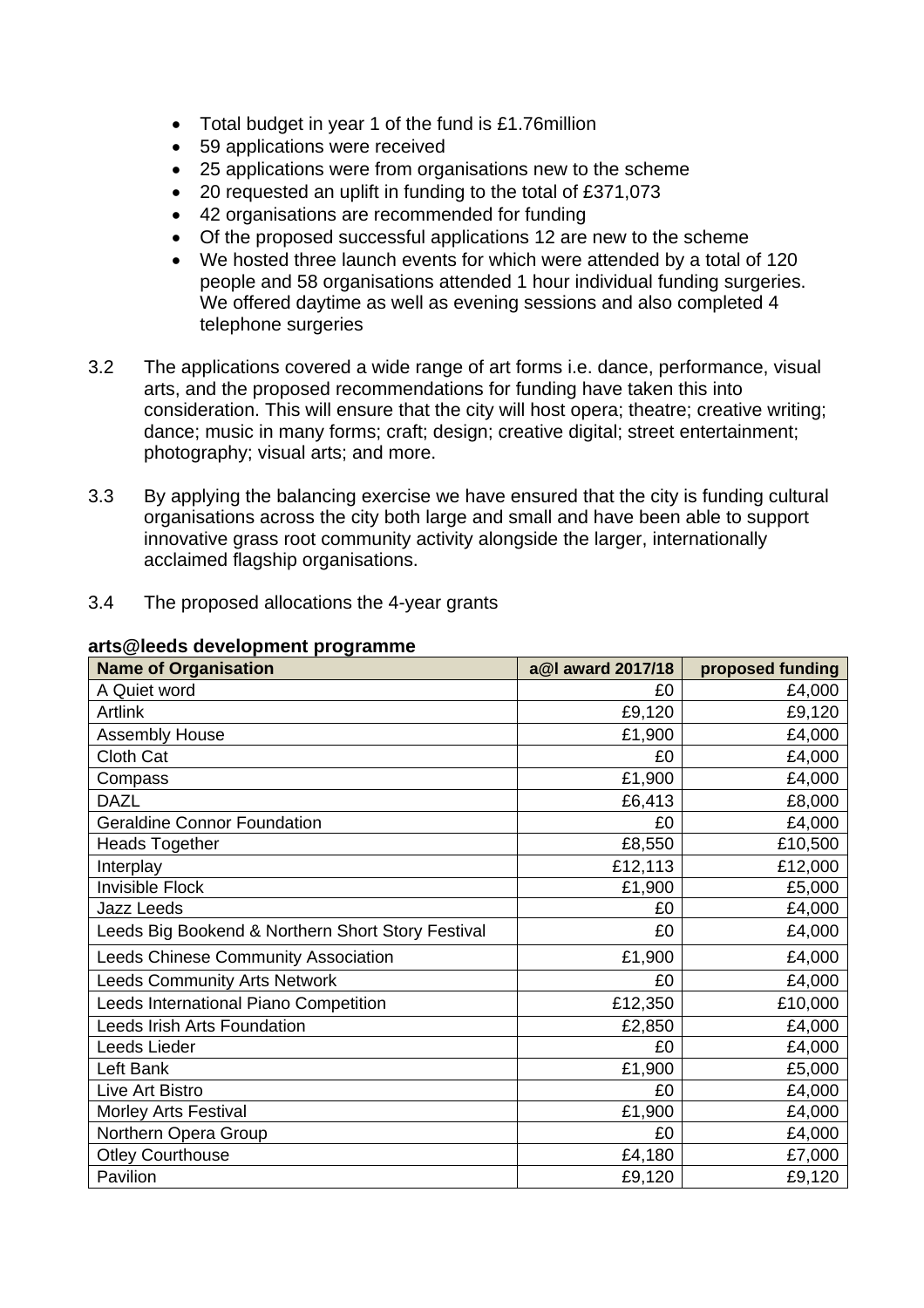- Total budget in year 1 of the fund is £1.76million
- 59 applications were received
- 25 applications were from organisations new to the scheme
- 20 requested an uplift in funding to the total of £371,073
- 42 organisations are recommended for funding
- Of the proposed successful applications 12 are new to the scheme
- We hosted three launch events for which were attended by a total of 120 people and 58 organisations attended 1 hour individual funding surgeries. We offered daytime as well as evening sessions and also completed 4 telephone surgeries

3.2 The applications covered a wide range of art forms i.e. dance, performance, visual arts, and the proposed recommendations for funding have taken this into consideration. This will ensure that the city will host opera; theatre; creative writing; dance; music in many forms; craft; design; creative digital; street entertainment; photography; visual arts; and more.

3.3 By applying the balancing exercise we have ensured that the city is funding cultural organisations across the city both large and small and have been able to support innovative grass root community activity alongside the larger, internationally acclaimed flagship organisations.

3.4 The proposed allocations the 4-year grants

**arts@leeds development programme**

| Name of Organisation | a@l award 2017/18 | proposed funding |
|---|---|---|
| A Quiet word | £0 | £4,000 |
| Artlink | £9,120 | £9,120 |
| Assembly House | £1,900 | £4,000 |
| Cloth Cat | £0 | £4,000 |
| Compass | £1,900 | £4,000 |
| DAZL | £6,413 | £8,000 |
| Geraldine Connor Foundation | £0 | £4,000 |
| Heads Together | £8,550 | £10,500 |
| Interplay | £12,113 | £12,000 |
| Invisible Flock | £1,900 | £5,000 |
| Jazz Leeds | £0 | £4,000 |
| Leeds Big Bookend & Northern Short Story Festival | £0 | £4,000 |
| Leeds Chinese Community Association | £1,900 | £4,000 |
| Leeds Community Arts Network | £0 | £4,000 |
| Leeds International Piano Competition | £12,350 | £10,000 |
| Leeds Irish Arts Foundation | £2,850 | £4,000 |
| Leeds Lieder | £0 | £4,000 |
| Left Bank | £1,900 | £5,000 |
| Live Art Bistro | £0 | £4,000 |
| Morley Arts Festival | £1,900 | £4,000 |
| Northern Opera Group | £0 | £4,000 |
| Otley Courthouse | £4,180 | £7,000 |
| Pavilion | £9,120 | £9,120 |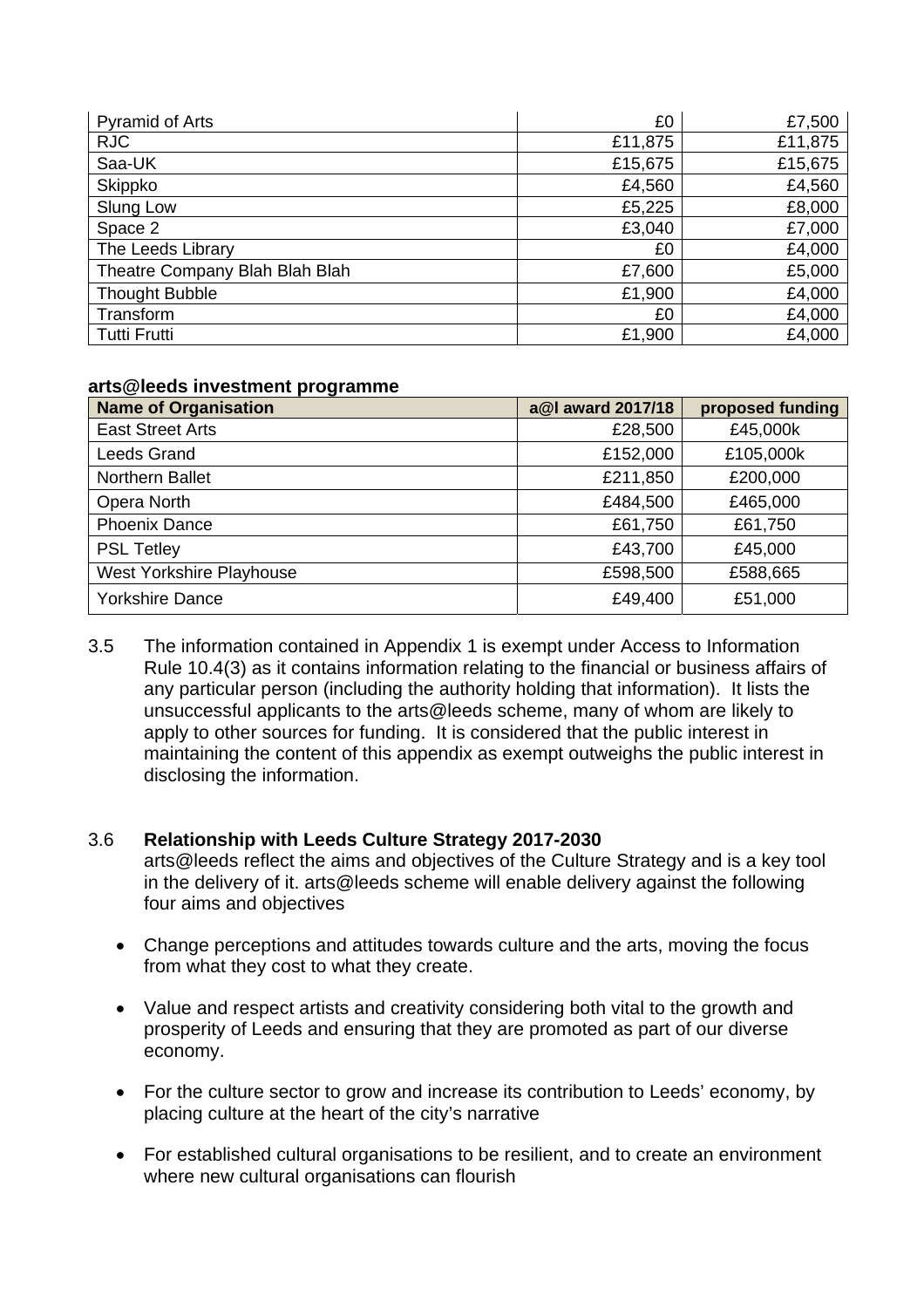| | | |
|---|---|---|
| Pyramid of Arts | £0 | £7,500 |
| RJC | £11,875 | £11,875 |
| Saa-UK | £15,675 | £15,675 |
| Skippko | £4,560 | £4,560 |
| Slung Low | £5,225 | £8,000 |
| Space 2 | £3,040 | £7,000 |
| The Leeds Library | £0 | £4,000 |
| Theatre Company Blah Blah Blah | £7,600 | £5,000 |
| Thought Bubble | £1,900 | £4,000 |
| Transform | £0 | £4,000 |
| Tutti Frutti | £1,900 | £4,000 |

**arts@leeds investment programme**

| Name of Organisation | a@l award 2017/18 | proposed funding |
|---|---|---|
| East Street Arts | £28,500 | £45,000k |
| Leeds Grand | £152,000 | £105,000k |
| Northern Ballet | £211,850 | £200,000 |
| Opera North | £484,500 | £465,000 |
| Phoenix Dance | £61,750 | £61,750 |
| PSL Tetley | £43,700 | £45,000 |
| West Yorkshire Playhouse | £598,500 | £588,665 |
| Yorkshire Dance | £49,400 | £51,000 |

3.5 The information contained in Appendix 1 is exempt under Access to Information Rule 10.4(3) as it contains information relating to the financial or business affairs of any particular person (including the authority holding that information). It lists the unsuccessful applicants to the arts@leeds scheme, many of whom are likely to apply to other sources for funding. It is considered that the public interest in maintaining the content of this appendix as exempt outweighs the public interest in disclosing the information.

3.6 **Relationship with Leeds Culture Strategy 2017-2030**

arts@leeds reflect the aims and objectives of the Culture Strategy and is a key tool in the delivery of it. arts@leeds scheme will enable delivery against the following four aims and objectives

- Change perceptions and attitudes towards culture and the arts, moving the focus from what they cost to what they create.
- Value and respect artists and creativity considering both vital to the growth and prosperity of Leeds and ensuring that they are promoted as part of our diverse economy.
- For the culture sector to grow and increase its contribution to Leeds' economy, by placing culture at the heart of the city's narrative
- For established cultural organisations to be resilient, and to create an environment where new cultural organisations can flourish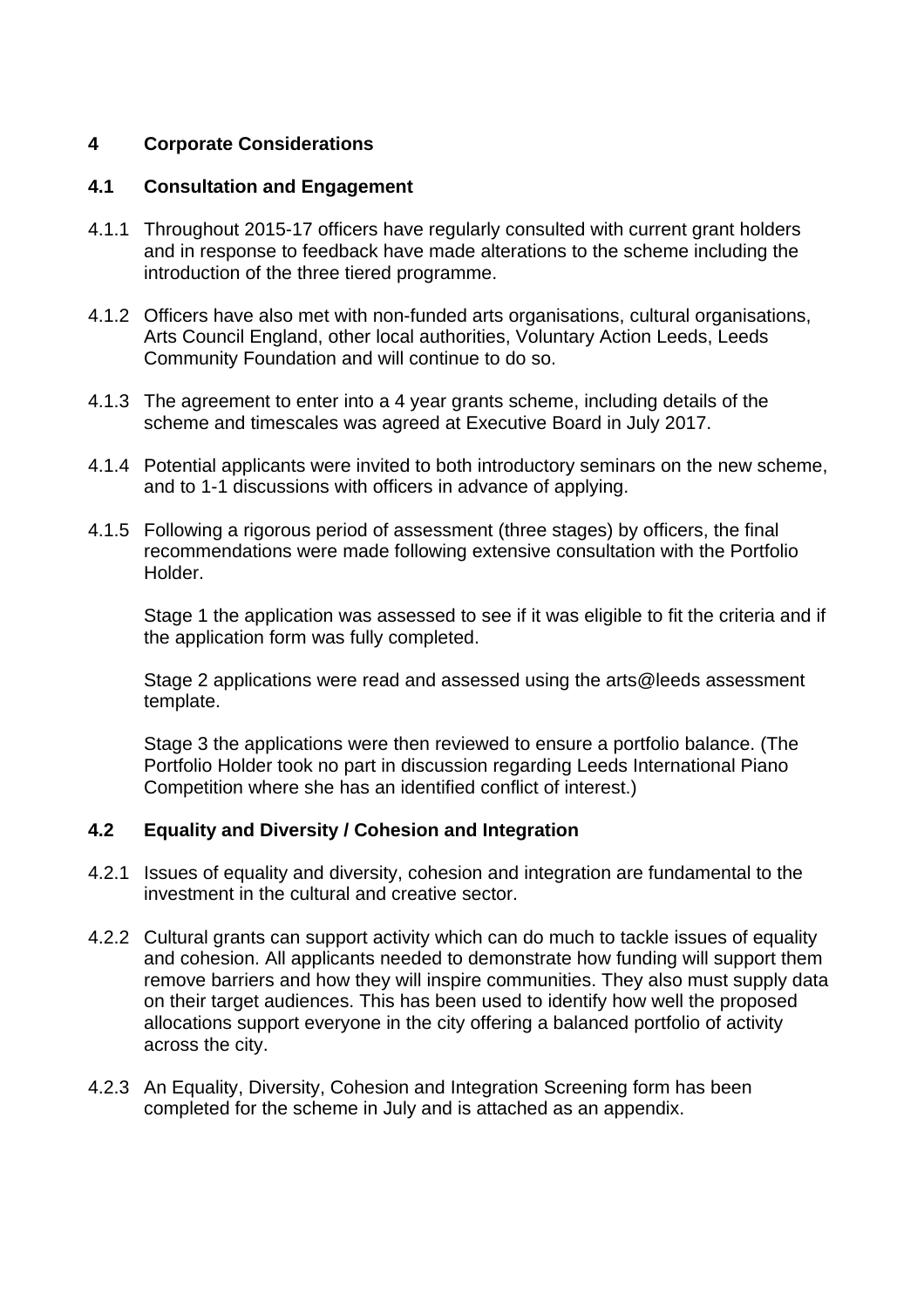## 4 Corporate Considerations

### 4.1 Consultation and Engagement

4.1.1 Throughout 2015-17 officers have regularly consulted with current grant holders and in response to feedback have made alterations to the scheme including the introduction of the three tiered programme.

4.1.2 Officers have also met with non-funded arts organisations, cultural organisations, Arts Council England, other local authorities, Voluntary Action Leeds, Leeds Community Foundation and will continue to do so.

4.1.3 The agreement to enter into a 4 year grants scheme, including details of the scheme and timescales was agreed at Executive Board in July 2017.

4.1.4 Potential applicants were invited to both introductory seminars on the new scheme, and to 1-1 discussions with officers in advance of applying.

4.1.5 Following a rigorous period of assessment (three stages) by officers, the final recommendations were made following extensive consultation with the Portfolio Holder.

Stage 1 the application was assessed to see if it was eligible to fit the criteria and if the application form was fully completed.

Stage 2 applications were read and assessed using the arts@leeds assessment template.

Stage 3 the applications were then reviewed to ensure a portfolio balance. (The Portfolio Holder took no part in discussion regarding Leeds International Piano Competition where she has an identified conflict of interest.)

### 4.2 Equality and Diversity / Cohesion and Integration

4.2.1 Issues of equality and diversity, cohesion and integration are fundamental to the investment in the cultural and creative sector.

4.2.2 Cultural grants can support activity which can do much to tackle issues of equality and cohesion. All applicants needed to demonstrate how funding will support them remove barriers and how they will inspire communities. They also must supply data on their target audiences. This has been used to identify how well the proposed allocations support everyone in the city offering a balanced portfolio of activity across the city.

4.2.3 An Equality, Diversity, Cohesion and Integration Screening form has been completed for the scheme in July and is attached as an appendix.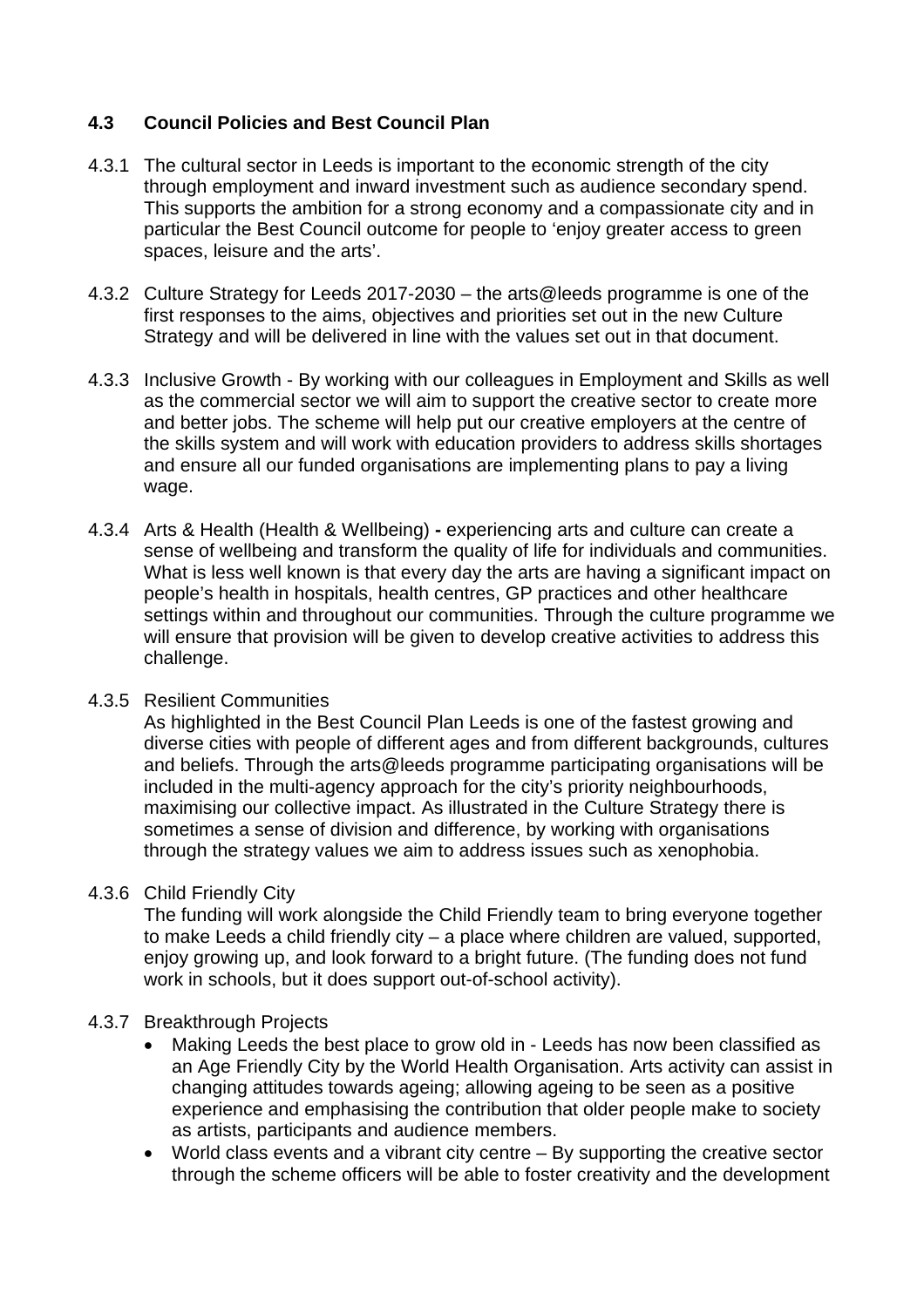### 4.3 Council Policies and Best Council Plan

4.3.1 The cultural sector in Leeds is important to the economic strength of the city through employment and inward investment such as audience secondary spend. This supports the ambition for a strong economy and a compassionate city and in particular the Best Council outcome for people to 'enjoy greater access to green spaces, leisure and the arts'.

4.3.2 Culture Strategy for Leeds 2017-2030 – the arts@leeds programme is one of the first responses to the aims, objectives and priorities set out in the new Culture Strategy and will be delivered in line with the values set out in that document.

4.3.3 Inclusive Growth - By working with our colleagues in Employment and Skills as well as the commercial sector we will aim to support the creative sector to create more and better jobs. The scheme will help put our creative employers at the centre of the skills system and will work with education providers to address skills shortages and ensure all our funded organisations are implementing plans to pay a living wage.

4.3.4 Arts & Health (Health & Wellbeing) **-** experiencing arts and culture can create a sense of wellbeing and transform the quality of life for individuals and communities. What is less well known is that every day the arts are having a significant impact on people's health in hospitals, health centres, GP practices and other healthcare settings within and throughout our communities. Through the culture programme we will ensure that provision will be given to develop creative activities to address this challenge.

4.3.5 Resilient Communities
As highlighted in the Best Council Plan Leeds is one of the fastest growing and diverse cities with people of different ages and from different backgrounds, cultures and beliefs. Through the arts@leeds programme participating organisations will be included in the multi-agency approach for the city's priority neighbourhoods, maximising our collective impact. As illustrated in the Culture Strategy there is sometimes a sense of division and difference, by working with organisations through the strategy values we aim to address issues such as xenophobia.

4.3.6 Child Friendly City
The funding will work alongside the Child Friendly team to bring everyone together to make Leeds a child friendly city – a place where children are valued, supported, enjoy growing up, and look forward to a bright future. (The funding does not fund work in schools, but it does support out-of-school activity).

4.3.7 Breakthrough Projects

- Making Leeds the best place to grow old in - Leeds has now been classified as an Age Friendly City by the World Health Organisation. Arts activity can assist in changing attitudes towards ageing; allowing ageing to be seen as a positive experience and emphasising the contribution that older people make to society as artists, participants and audience members.
- World class events and a vibrant city centre – By supporting the creative sector through the scheme officers will be able to foster creativity and the development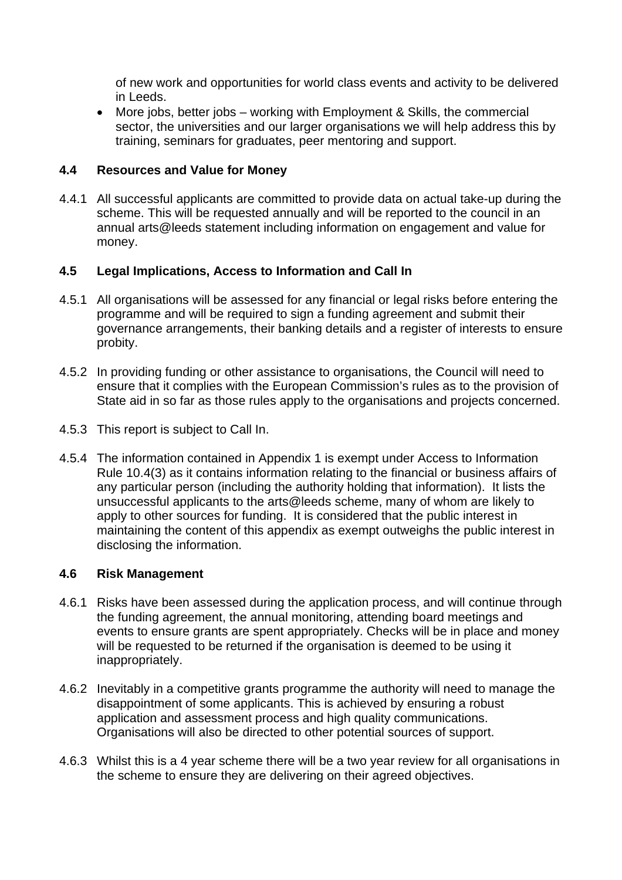of new work and opportunities for world class events and activity to be delivered in Leeds.

- More jobs, better jobs – working with Employment & Skills, the commercial sector, the universities and our larger organisations we will help address this by training, seminars for graduates, peer mentoring and support.

### 4.4 Resources and Value for Money

4.4.1 All successful applicants are committed to provide data on actual take-up during the scheme. This will be requested annually and will be reported to the council in an annual arts@leeds statement including information on engagement and value for money.

### 4.5 Legal Implications, Access to Information and Call In

4.5.1 All organisations will be assessed for any financial or legal risks before entering the programme and will be required to sign a funding agreement and submit their governance arrangements, their banking details and a register of interests to ensure probity.

4.5.2 In providing funding or other assistance to organisations, the Council will need to ensure that it complies with the European Commission's rules as to the provision of State aid in so far as those rules apply to the organisations and projects concerned.

4.5.3 This report is subject to Call In.

4.5.4 The information contained in Appendix 1 is exempt under Access to Information Rule 10.4(3) as it contains information relating to the financial or business affairs of any particular person (including the authority holding that information). It lists the unsuccessful applicants to the arts@leeds scheme, many of whom are likely to apply to other sources for funding. It is considered that the public interest in maintaining the content of this appendix as exempt outweighs the public interest in disclosing the information.

### 4.6 Risk Management

4.6.1 Risks have been assessed during the application process, and will continue through the funding agreement, the annual monitoring, attending board meetings and events to ensure grants are spent appropriately. Checks will be in place and money will be requested to be returned if the organisation is deemed to be using it inappropriately.

4.6.2 Inevitably in a competitive grants programme the authority will need to manage the disappointment of some applicants. This is achieved by ensuring a robust application and assessment process and high quality communications. Organisations will also be directed to other potential sources of support.

4.6.3 Whilst this is a 4 year scheme there will be a two year review for all organisations in the scheme to ensure they are delivering on their agreed objectives.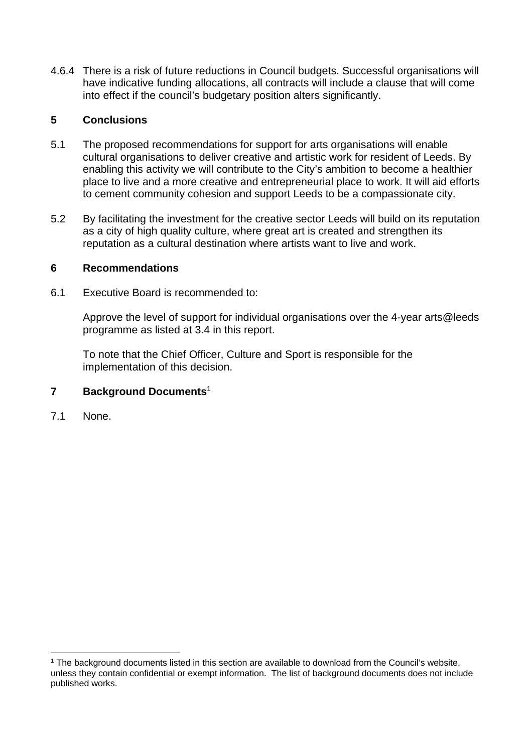4.6.4 There is a risk of future reductions in Council budgets. Successful organisations will have indicative funding allocations, all contracts will include a clause that will come into effect if the council's budgetary position alters significantly.

## 5 Conclusions

5.1 The proposed recommendations for support for arts organisations will enable cultural organisations to deliver creative and artistic work for resident of Leeds. By enabling this activity we will contribute to the City's ambition to become a healthier place to live and a more creative and entrepreneurial place to work. It will aid efforts to cement community cohesion and support Leeds to be a compassionate city.

5.2 By facilitating the investment for the creative sector Leeds will build on its reputation as a city of high quality culture, where great art is created and strengthen its reputation as a cultural destination where artists want to live and work.

## 6 Recommendations

6.1 Executive Board is recommended to:

Approve the level of support for individual organisations over the 4-year arts@leeds programme as listed at 3.4 in this report.

To note that the Chief Officer, Culture and Sport is responsible for the implementation of this decision.

## 7 Background Documents[1]

7.1 None.

---

[1] The background documents listed in this section are available to download from the Council's website, unless they contain confidential or exempt information. The list of background documents does not include published works.